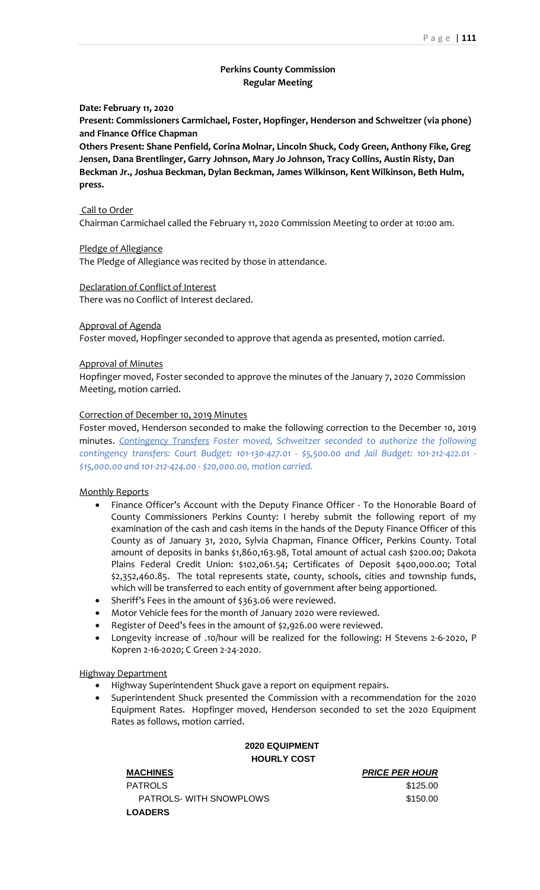# Perkins County Commission
## Regular Meeting

**Date: February 11, 2020**

**Present: Commissioners Carmichael, Foster, Hopfinger, Henderson and Schweitzer (via phone) and Finance Office Chapman**

**Others Present: Shane Penfield, Corina Molnar, Lincoln Shuck, Cody Green, Anthony Fike, Greg Jensen, Dana Brentlinger, Garry Johnson, Mary Jo Johnson, Tracy Collins, Austin Risty, Dan Beckman Jr., Joshua Beckman, Dylan Beckman, James Wilkinson, Kent Wilkinson, Beth Hulm, press.**

Call to Order

Chairman Carmichael called the February 11, 2020 Commission Meeting to order at 10:00 am.

Pledge of Allegiance

The Pledge of Allegiance was recited by those in attendance.

Declaration of Conflict of Interest

There was no Conflict of Interest declared.

Approval of Agenda

Foster moved, Hopfinger seconded to approve that agenda as presented, motion carried.

Approval of Minutes

Hopfinger moved, Foster seconded to approve the minutes of the January 7, 2020 Commission Meeting, motion carried.

Correction of December 10, 2019 Minutes

Foster moved, Henderson seconded to make the following correction to the December 10, 2019 minutes. *Contingency Transfers Foster moved, Schweitzer seconded to authorize the following contingency transfers: Court Budget: 101-130-427.01 - $5,500.00 and Jail Budget: 101-212-422.01 - $15,000.00 and 101-212-424.00 - $20,000.00, motion carried.*

Monthly Reports

- Finance Officer's Account with the Deputy Finance Officer - To the Honorable Board of County Commissioners Perkins County: I hereby submit the following report of my examination of the cash and cash items in the hands of the Deputy Finance Officer of this County as of January 31, 2020, Sylvia Chapman, Finance Officer, Perkins County. Total amount of deposits in banks $1,860,163.98, Total amount of actual cash $200.00; Dakota Plains Federal Credit Union: $102,061.54; Certificates of Deposit $400,000.00; Total $2,352,460.85. The total represents state, county, schools, cities and township funds, which will be transferred to each entity of government after being apportioned.
- Sheriff's Fees in the amount of $363.06 were reviewed.
- Motor Vehicle fees for the month of January 2020 were reviewed.
- Register of Deed's fees in the amount of $2,926.00 were reviewed.
- Longevity increase of .10/hour will be realized for the following: H Stevens 2-6-2020, P Kopren 2-16-2020; C Green 2-24-2020.

Highway Department

- Highway Superintendent Shuck gave a report on equipment repairs.
- Superintendent Shuck presented the Commission with a recommendation for the 2020 Equipment Rates. Hopfinger moved, Henderson seconded to set the 2020 Equipment Rates as follows, motion carried.

**2020 EQUIPMENT**
**HOURLY COST**

| MACHINES | PRICE PER HOUR |
|---|---|
| PATROLS | $125.00 |
| PATROLS- WITH SNOWPLOWS | $150.00 |
| **LOADERS** | |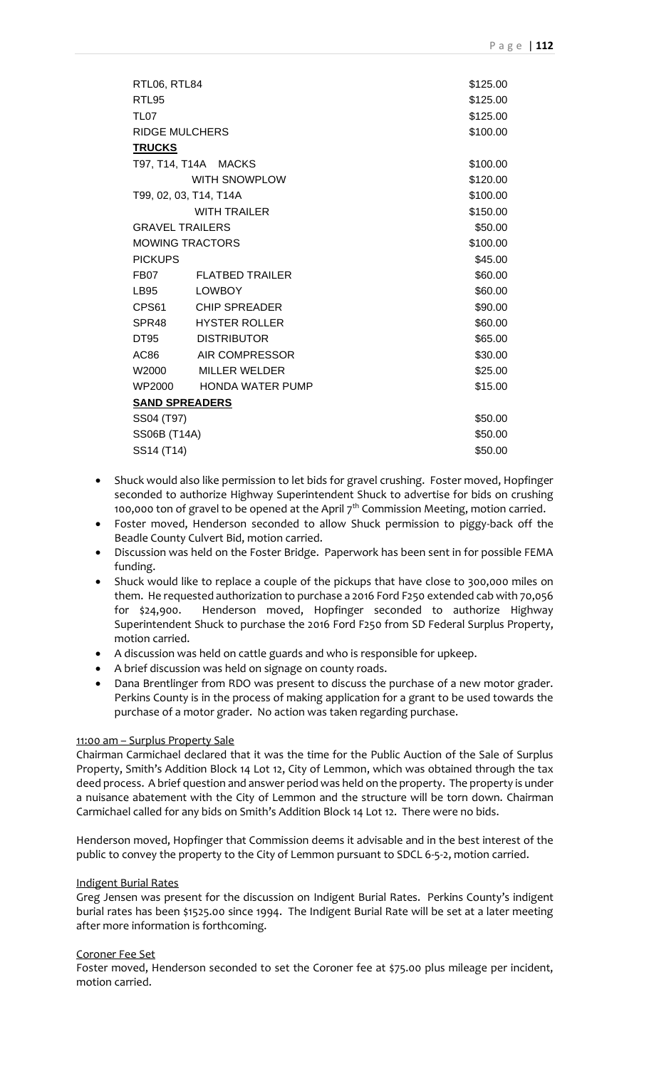| | |
|---|---|
| RTL06, RTL84 | $125.00 |
| RTL95 | $125.00 |
| TL07 | $125.00 |
| RIDGE MULCHERS | $100.00 |
| **TRUCKS** | |
| T97, T14, T14A MACKS | $100.00 |
| WITH SNOWPLOW | $120.00 |
| T99, 02, 03, T14, T14A | $100.00 |
| WITH TRAILER | $150.00 |
| GRAVEL TRAILERS | $50.00 |
| MOWING TRACTORS | $100.00 |
| PICKUPS | $45.00 |
| FB07 FLATBED TRAILER | $60.00 |
| LB95 LOWBOY | $60.00 |
| CPS61 CHIP SPREADER | $90.00 |
| SPR48 HYSTER ROLLER | $60.00 |
| DT95 DISTRIBUTOR | $65.00 |
| AC86 AIR COMPRESSOR | $30.00 |
| W2000 MILLER WELDER | $25.00 |
| WP2000 HONDA WATER PUMP | $15.00 |
| **SAND SPREADERS** | |
| SS04 (T97) | $50.00 |
| SS06B (T14A) | $50.00 |
| SS14 (T14) | $50.00 |

- Shuck would also like permission to let bids for gravel crushing. Foster moved, Hopfinger seconded to authorize Highway Superintendent Shuck to advertise for bids on crushing 100,000 ton of gravel to be opened at the April 7th Commission Meeting, motion carried.
- Foster moved, Henderson seconded to allow Shuck permission to piggy-back off the Beadle County Culvert Bid, motion carried.
- Discussion was held on the Foster Bridge. Paperwork has been sent in for possible FEMA funding.
- Shuck would like to replace a couple of the pickups that have close to 300,000 miles on them. He requested authorization to purchase a 2016 Ford F250 extended cab with 70,056 for $24,900. Henderson moved, Hopfinger seconded to authorize Highway Superintendent Shuck to purchase the 2016 Ford F250 from SD Federal Surplus Property, motion carried.
- A discussion was held on cattle guards and who is responsible for upkeep.
- A brief discussion was held on signage on county roads.
- Dana Brentlinger from RDO was present to discuss the purchase of a new motor grader. Perkins County is in the process of making application for a grant to be used towards the purchase of a motor grader. No action was taken regarding purchase.

11:00 am – Surplus Property Sale

Chairman Carmichael declared that it was the time for the Public Auction of the Sale of Surplus Property, Smith's Addition Block 14 Lot 12, City of Lemmon, which was obtained through the tax deed process. A brief question and answer period was held on the property. The property is under a nuisance abatement with the City of Lemmon and the structure will be torn down. Chairman Carmichael called for any bids on Smith's Addition Block 14 Lot 12. There were no bids.

Henderson moved, Hopfinger that Commission deems it advisable and in the best interest of the public to convey the property to the City of Lemmon pursuant to SDCL 6-5-2, motion carried.

Indigent Burial Rates

Greg Jensen was present for the discussion on Indigent Burial Rates. Perkins County's indigent burial rates has been $1525.00 since 1994. The Indigent Burial Rate will be set at a later meeting after more information is forthcoming.

Coroner Fee Set

Foster moved, Henderson seconded to set the Coroner fee at $75.00 plus mileage per incident, motion carried.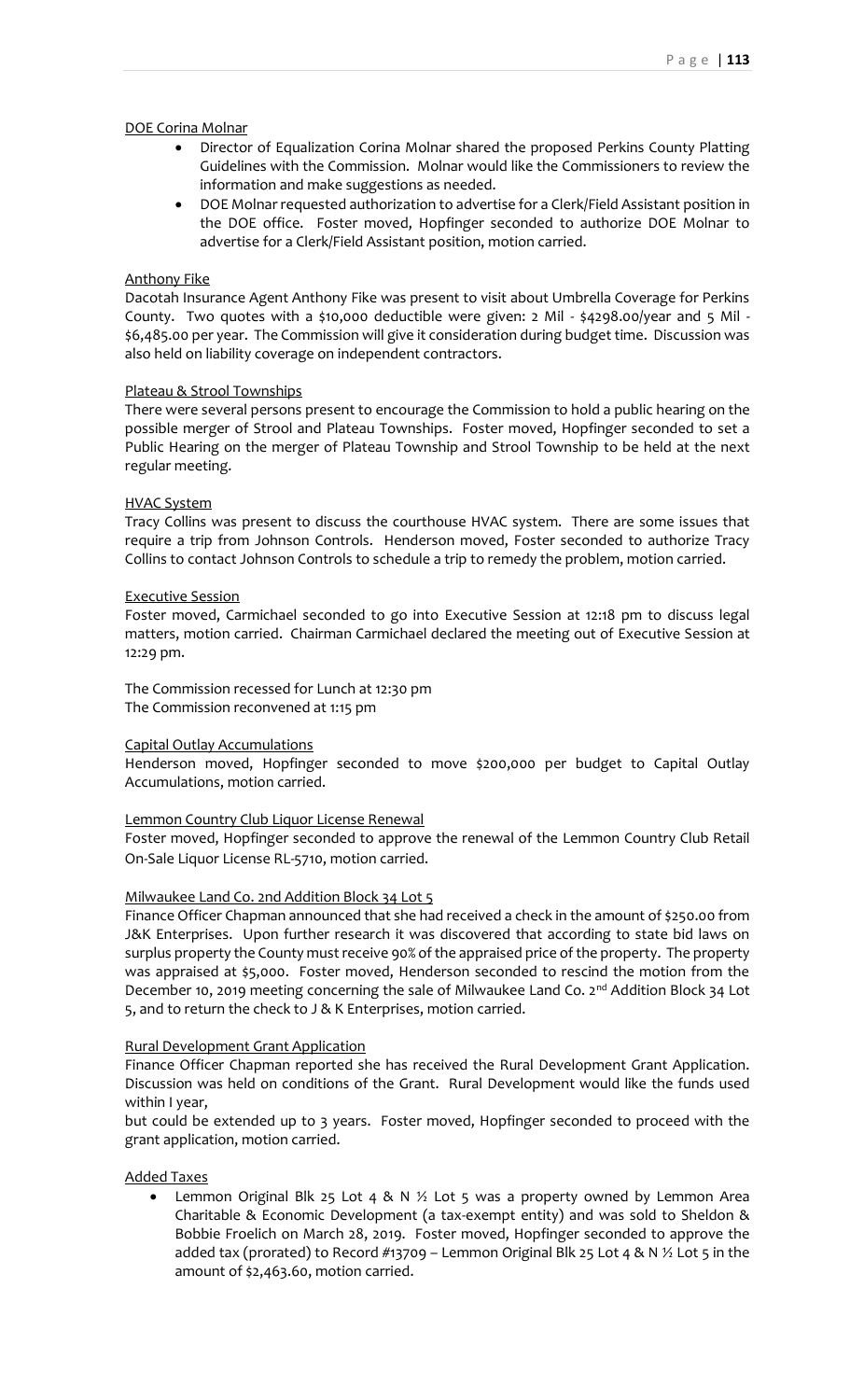DOE Corina Molnar

- Director of Equalization Corina Molnar shared the proposed Perkins County Platting Guidelines with the Commission. Molnar would like the Commissioners to review the information and make suggestions as needed.
- DOE Molnar requested authorization to advertise for a Clerk/Field Assistant position in the DOE office. Foster moved, Hopfinger seconded to authorize DOE Molnar to advertise for a Clerk/Field Assistant position, motion carried.

Anthony Fike

Dacotah Insurance Agent Anthony Fike was present to visit about Umbrella Coverage for Perkins County. Two quotes with a $10,000 deductible were given: 2 Mil - $4298.00/year and 5 Mil - $6,485.00 per year. The Commission will give it consideration during budget time. Discussion was also held on liability coverage on independent contractors.

Plateau & Strool Townships

There were several persons present to encourage the Commission to hold a public hearing on the possible merger of Strool and Plateau Townships. Foster moved, Hopfinger seconded to set a Public Hearing on the merger of Plateau Township and Strool Township to be held at the next regular meeting.

HVAC System

Tracy Collins was present to discuss the courthouse HVAC system. There are some issues that require a trip from Johnson Controls. Henderson moved, Foster seconded to authorize Tracy Collins to contact Johnson Controls to schedule a trip to remedy the problem, motion carried.

Executive Session

Foster moved, Carmichael seconded to go into Executive Session at 12:18 pm to discuss legal matters, motion carried. Chairman Carmichael declared the meeting out of Executive Session at 12:29 pm.

The Commission recessed for Lunch at 12:30 pm
The Commission reconvened at 1:15 pm

Capital Outlay Accumulations

Henderson moved, Hopfinger seconded to move $200,000 per budget to Capital Outlay Accumulations, motion carried.

Lemmon Country Club Liquor License Renewal

Foster moved, Hopfinger seconded to approve the renewal of the Lemmon Country Club Retail On-Sale Liquor License RL-5710, motion carried.

Milwaukee Land Co. 2nd Addition Block 34 Lot 5

Finance Officer Chapman announced that she had received a check in the amount of $250.00 from J&K Enterprises. Upon further research it was discovered that according to state bid laws on surplus property the County must receive 90% of the appraised price of the property. The property was appraised at $5,000. Foster moved, Henderson seconded to rescind the motion from the December 10, 2019 meeting concerning the sale of Milwaukee Land Co. 2nd Addition Block 34 Lot 5, and to return the check to J & K Enterprises, motion carried.

Rural Development Grant Application

Finance Officer Chapman reported she has received the Rural Development Grant Application. Discussion was held on conditions of the Grant. Rural Development would like the funds used within I year,
but could be extended up to 3 years. Foster moved, Hopfinger seconded to proceed with the grant application, motion carried.

Added Taxes

- Lemmon Original Blk 25 Lot 4 & N ½ Lot 5 was a property owned by Lemmon Area Charitable & Economic Development (a tax-exempt entity) and was sold to Sheldon & Bobbie Froelich on March 28, 2019. Foster moved, Hopfinger seconded to approve the added tax (prorated) to Record #13709 – Lemmon Original Blk 25 Lot 4 & N ½ Lot 5 in the amount of $2,463.60, motion carried.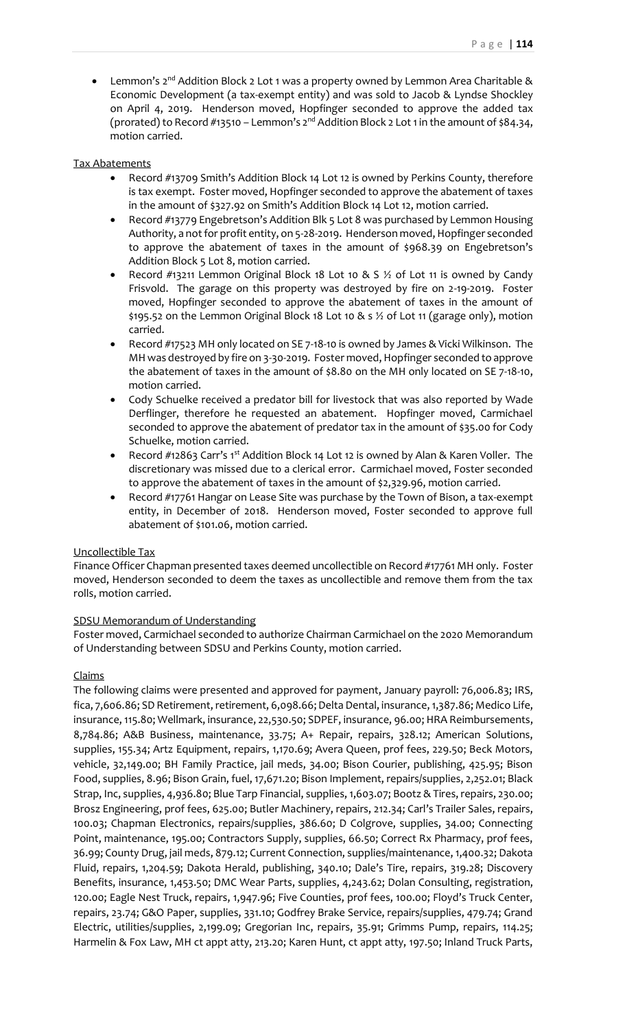- Lemmon's 2nd Addition Block 2 Lot 1 was a property owned by Lemmon Area Charitable & Economic Development (a tax-exempt entity) and was sold to Jacob & Lyndse Shockley on April 4, 2019. Henderson moved, Hopfinger seconded to approve the added tax (prorated) to Record #13510 – Lemmon's 2nd Addition Block 2 Lot 1 in the amount of $84.34, motion carried.

Tax Abatements

- Record #13709 Smith's Addition Block 14 Lot 12 is owned by Perkins County, therefore is tax exempt. Foster moved, Hopfinger seconded to approve the abatement of taxes in the amount of $327.92 on Smith's Addition Block 14 Lot 12, motion carried.
- Record #13779 Engebretson's Addition Blk 5 Lot 8 was purchased by Lemmon Housing Authority, a not for profit entity, on 5-28-2019. Henderson moved, Hopfinger seconded to approve the abatement of taxes in the amount of $968.39 on Engebretson's Addition Block 5 Lot 8, motion carried.
- Record #13211 Lemmon Original Block 18 Lot 10 & S ½ of Lot 11 is owned by Candy Frisvold. The garage on this property was destroyed by fire on 2-19-2019. Foster moved, Hopfinger seconded to approve the abatement of taxes in the amount of $195.52 on the Lemmon Original Block 18 Lot 10 & s ½ of Lot 11 (garage only), motion carried.
- Record #17523 MH only located on SE 7-18-10 is owned by James & Vicki Wilkinson. The MH was destroyed by fire on 3-30-2019. Foster moved, Hopfinger seconded to approve the abatement of taxes in the amount of $8.80 on the MH only located on SE 7-18-10, motion carried.
- Cody Schuelke received a predator bill for livestock that was also reported by Wade Derflinger, therefore he requested an abatement. Hopfinger moved, Carmichael seconded to approve the abatement of predator tax in the amount of $35.00 for Cody Schuelke, motion carried.
- Record #12863 Carr's 1st Addition Block 14 Lot 12 is owned by Alan & Karen Voller. The discretionary was missed due to a clerical error. Carmichael moved, Foster seconded to approve the abatement of taxes in the amount of $2,329.96, motion carried.
- Record #17761 Hangar on Lease Site was purchase by the Town of Bison, a tax-exempt entity, in December of 2018. Henderson moved, Foster seconded to approve full abatement of $101.06, motion carried.

Uncollectible Tax

Finance Officer Chapman presented taxes deemed uncollectible on Record #17761 MH only. Foster moved, Henderson seconded to deem the taxes as uncollectible and remove them from the tax rolls, motion carried.

SDSU Memorandum of Understanding

Foster moved, Carmichael seconded to authorize Chairman Carmichael on the 2020 Memorandum of Understanding between SDSU and Perkins County, motion carried.

Claims

The following claims were presented and approved for payment, January payroll: 76,006.83; IRS, fica, 7,606.86; SD Retirement, retirement, 6,098.66; Delta Dental, insurance, 1,387.86; Medico Life, insurance, 115.80; Wellmark, insurance, 22,530.50; SDPEF, insurance, 96.00; HRA Reimbursements, 8,784.86; A&B Business, maintenance, 33.75; A+ Repair, repairs, 328.12; American Solutions, supplies, 155.34; Artz Equipment, repairs, 1,170.69; Avera Queen, prof fees, 229.50; Beck Motors, vehicle, 32,149.00; BH Family Practice, jail meds, 34.00; Bison Courier, publishing, 425.95; Bison Food, supplies, 8.96; Bison Grain, fuel, 17,671.20; Bison Implement, repairs/supplies, 2,252.01; Black Strap, Inc, supplies, 4,936.80; Blue Tarp Financial, supplies, 1,603.07; Bootz & Tires, repairs, 230.00; Brosz Engineering, prof fees, 625.00; Butler Machinery, repairs, 212.34; Carl's Trailer Sales, repairs, 100.03; Chapman Electronics, repairs/supplies, 386.60; D Colgrove, supplies, 34.00; Connecting Point, maintenance, 195.00; Contractors Supply, supplies, 66.50; Correct Rx Pharmacy, prof fees, 36.99; County Drug, jail meds, 879.12; Current Connection, supplies/maintenance, 1,400.32; Dakota Fluid, repairs, 1,204.59; Dakota Herald, publishing, 340.10; Dale's Tire, repairs, 319.28; Discovery Benefits, insurance, 1,453.50; DMC Wear Parts, supplies, 4,243.62; Dolan Consulting, registration, 120.00; Eagle Nest Truck, repairs, 1,947.96; Five Counties, prof fees, 100.00; Floyd's Truck Center, repairs, 23.74; G&O Paper, supplies, 331.10; Godfrey Brake Service, repairs/supplies, 479.74; Grand Electric, utilities/supplies, 2,199.09; Gregorian Inc, repairs, 35.91; Grimms Pump, repairs, 114.25; Harmelin & Fox Law, MH ct appt atty, 213.20; Karen Hunt, ct appt atty, 197.50; Inland Truck Parts,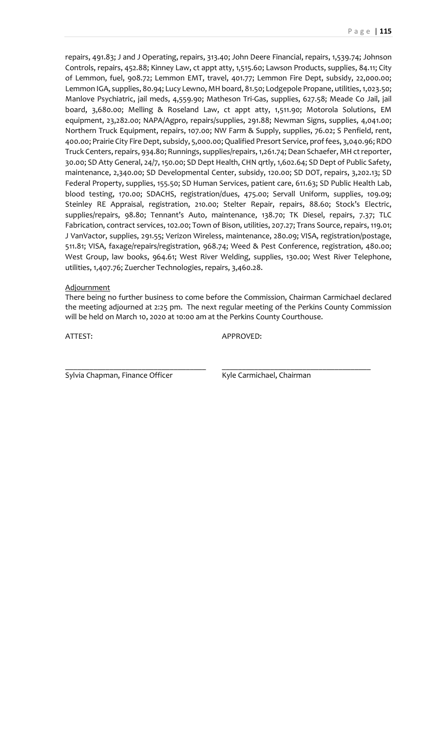repairs, 491.83; J and J Operating, repairs, 313.40; John Deere Financial, repairs, 1,539.74; Johnson Controls, repairs, 452.88; Kinney Law, ct appt atty, 1,515.60; Lawson Products, supplies, 84.11; City of Lemmon, fuel, 908.72; Lemmon EMT, travel, 401.77; Lemmon Fire Dept, subsidy, 22,000.00; Lemmon IGA, supplies, 80.94; Lucy Lewno, MH board, 81.50; Lodgepole Propane, utilities, 1,023.50; Manlove Psychiatric, jail meds, 4,559.90; Matheson Tri-Gas, supplies, 627.58; Meade Co Jail, jail board, 3,680.00; Melling & Roseland Law, ct appt atty, 1,511.90; Motorola Solutions, EM equipment, 23,282.00; NAPA/Agpro, repairs/supplies, 291.88; Newman Signs, supplies, 4,041.00; Northern Truck Equipment, repairs, 107.00; NW Farm & Supply, supplies, 76.02; S Penfield, rent, 400.00; Prairie City Fire Dept, subsidy, 5,000.00; Qualified Presort Service, prof fees, 3,040.96; RDO Truck Centers, repairs, 934.80; Runnings, supplies/repairs, 1,261.74; Dean Schaefer, MH ct reporter, 30.00; SD Atty General, 24/7, 150.00; SD Dept Health, CHN qrtly, 1,602.64; SD Dept of Public Safety, maintenance, 2,340.00; SD Developmental Center, subsidy, 120.00; SD DOT, repairs, 3,202.13; SD Federal Property, supplies, 155.50; SD Human Services, patient care, 611.63; SD Public Health Lab, blood testing, 170.00; SDACHS, registration/dues, 475.00; Servall Uniform, supplies, 109.09; Steinley RE Appraisal, registration, 210.00; Stelter Repair, repairs, 88.60; Stock's Electric, supplies/repairs, 98.80; Tennant's Auto, maintenance, 138.70; TK Diesel, repairs, 7.37; TLC Fabrication, contract services, 102.00; Town of Bison, utilities, 207.27; Trans Source, repairs, 119.01; J VanVactor, supplies, 291.55; Verizon Wireless, maintenance, 280.09; VISA, registration/postage, 511.81; VISA, faxage/repairs/registration, 968.74; Weed & Pest Conference, registration, 480.00; West Group, law books, 964.61; West River Welding, supplies, 130.00; West River Telephone, utilities, 1,407.76; Zuercher Technologies, repairs, 3,460.28.

Adjournment

There being no further business to come before the Commission, Chairman Carmichael declared the meeting adjourned at 2:25 pm. The next regular meeting of the Perkins County Commission will be held on March 10, 2020 at 10:00 am at the Perkins County Courthouse.

ATTEST: APPROVED:

\_\_\_\_\_\_\_\_\_\_\_\_\_\_\_\_\_\_\_\_\_\_\_\_\_\_\_\_\_\_\_\_\_\_ \_\_\_\_\_\_\_\_\_\_\_\_\_\_\_\_\_\_\_\_\_\_\_\_\_\_\_\_\_\_\_\_\_\_\_\_

Sylvia Chapman, Finance Officer Kyle Carmichael, Chairman